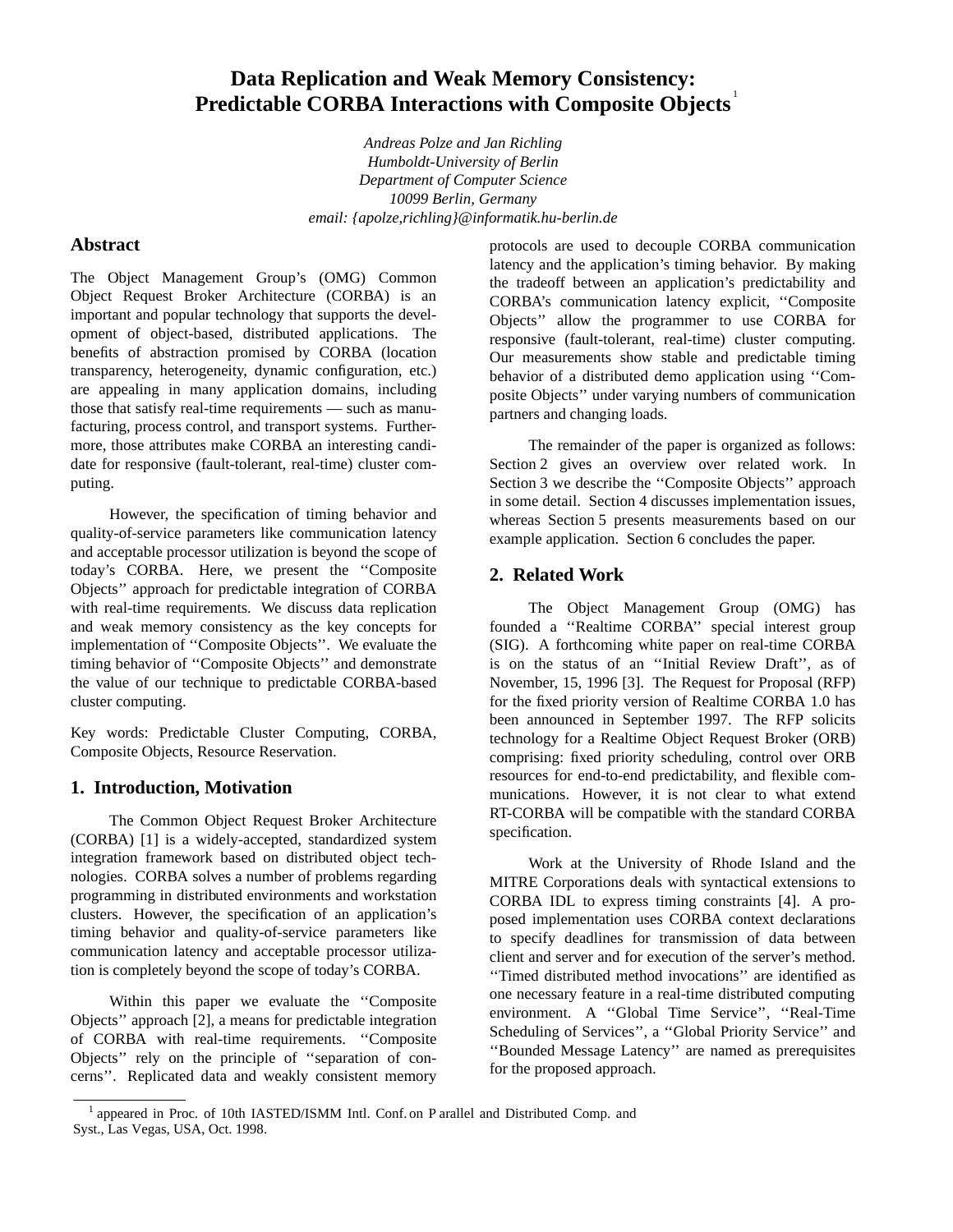# Data Replication and Weak Memory Consistency: Predictable CORBA Interactions with Composite Objects [1]

*Andreas Polze and Jan Richling*
*Humboldt-University of Berlin*
*Department of Computer Science*
*10099 Berlin, Germany*
*email: {apolze,richling}@informatik.hu-berlin.de*

## Abstract

The Object Management Group's (OMG) Common Object Request Broker Architecture (CORBA) is an important and popular technology that supports the development of object-based, distributed applications. The benefits of abstraction promised by CORBA (location transparency, heterogeneity, dynamic configuration, etc.) are appealing in many application domains, including those that satisfy real-time requirements — such as manufacturing, process control, and transport systems. Furthermore, those attributes make CORBA an interesting candidate for responsive (fault-tolerant, real-time) cluster computing.

However, the specification of timing behavior and quality-of-service parameters like communication latency and acceptable processor utilization is beyond the scope of today's CORBA. Here, we present the ''Composite Objects'' approach for predictable integration of CORBA with real-time requirements. We discuss data replication and weak memory consistency as the key concepts for implementation of ''Composite Objects''. We evaluate the timing behavior of ''Composite Objects'' and demonstrate the value of our technique to predictable CORBA-based cluster computing.

Key words: Predictable Cluster Computing, CORBA, Composite Objects, Resource Reservation.

## 1. Introduction, Motivation

The Common Object Request Broker Architecture (CORBA) [1] is a widely-accepted, standardized system integration framework based on distributed object technologies. CORBA solves a number of problems regarding programming in distributed environments and workstation clusters. However, the specification of an application's timing behavior and quality-of-service parameters like communication latency and acceptable processor utilization is completely beyond the scope of today's CORBA.

Within this paper we evaluate the ''Composite Objects'' approach [2], a means for predictable integration of CORBA with real-time requirements. ''Composite Objects'' rely on the principle of ''separation of concerns''. Replicated data and weakly consistent memory protocols are used to decouple CORBA communication latency and the application's timing behavior. By making the tradeoff between an application's predictability and CORBA's communication latency explicit, ''Composite Objects'' allow the programmer to use CORBA for responsive (fault-tolerant, real-time) cluster computing. Our measurements show stable and predictable timing behavior of a distributed demo application using ''Composite Objects'' under varying numbers of communication partners and changing loads.

The remainder of the paper is organized as follows: Section 2 gives an overview over related work. In Section 3 we describe the ''Composite Objects'' approach in some detail. Section 4 discusses implementation issues, whereas Section 5 presents measurements based on our example application. Section 6 concludes the paper.

## 2. Related Work

The Object Management Group (OMG) has founded a ''Realtime CORBA'' special interest group (SIG). A forthcoming white paper on real-time CORBA is on the status of an ''Initial Review Draft'', as of November, 15, 1996 [3]. The Request for Proposal (RFP) for the fixed priority version of Realtime CORBA 1.0 has been announced in September 1997. The RFP solicits technology for a Realtime Object Request Broker (ORB) comprising: fixed priority scheduling, control over ORB resources for end-to-end predictability, and flexible communications. However, it is not clear to what extend RT-CORBA will be compatible with the standard CORBA specification.

Work at the University of Rhode Island and the MITRE Corporations deals with syntactical extensions to CORBA IDL to express timing constraints [4]. A proposed implementation uses CORBA context declarations to specify deadlines for transmission of data between client and server and for execution of the server's method. ''Timed distributed method invocations'' are identified as one necessary feature in a real-time distributed computing environment. A ''Global Time Service'', ''Real-Time Scheduling of Services'', a ''Global Priority Service'' and ''Bounded Message Latency'' are named as prerequisites for the proposed approach.

[1] appeared in Proc. of 10th IASTED/ISMM Intl. Conf. on Parallel and Distributed Comp. and Syst., Las Vegas, USA, Oct. 1998.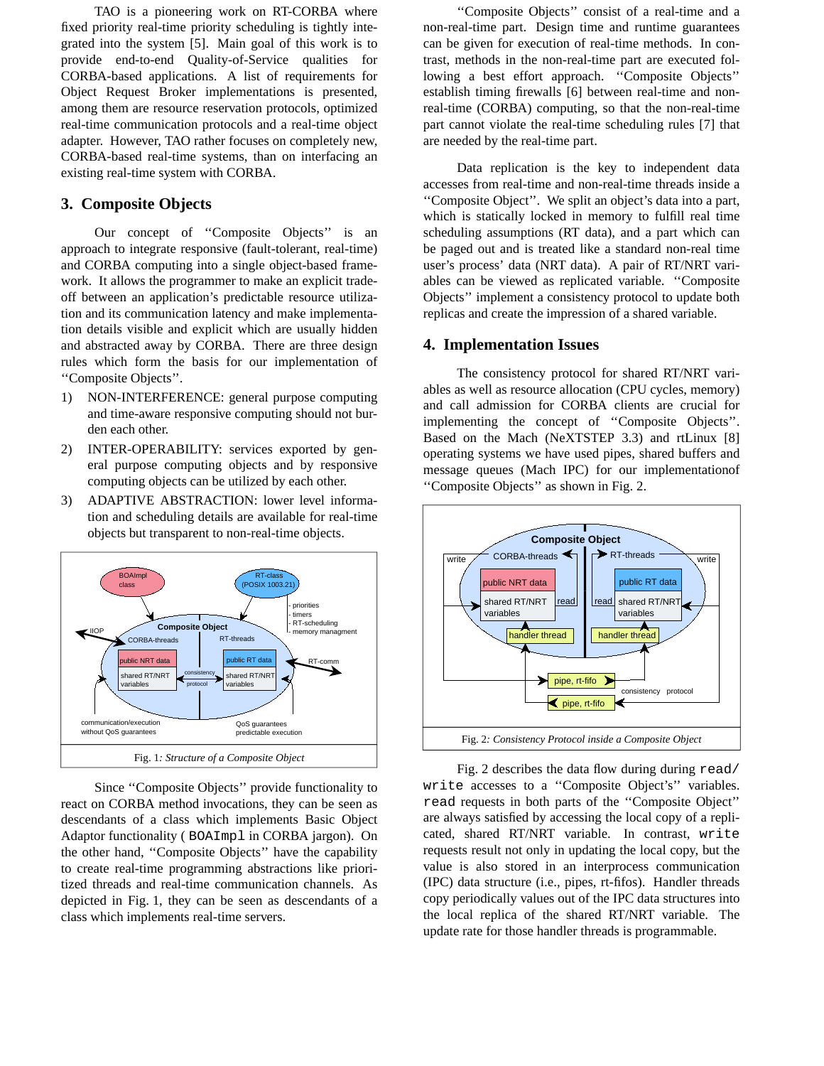TAO is a pioneering work on RT-CORBA where fixed priority real-time priority scheduling is tightly integrated into the system [5]. Main goal of this work is to provide end-to-end Quality-of-Service qualities for CORBA-based applications. A list of requirements for Object Request Broker implementations is presented, among them are resource reservation protocols, optimized real-time communication protocols and a real-time object adapter. However, TAO rather focuses on completely new, CORBA-based real-time systems, than on interfacing an existing real-time system with CORBA.

## 3. Composite Objects

Our concept of "Composite Objects" is an approach to integrate responsive (fault-tolerant, real-time) and CORBA computing into a single object-based framework. It allows the programmer to make an explicit tradeoff between an application's predictable resource utilization and its communication latency and make implementation details visible and explicit which are usually hidden and abstracted away by CORBA. There are three design rules which form the basis for our implementation of "Composite Objects".

1) NON-INTERFERENCE: general purpose computing and time-aware responsive computing should not burden each other.
2) INTER-OPERABILITY: services exported by general purpose computing objects and by responsive computing objects can be utilized by each other.
3) ADAPTIVE ABSTRACTION: lower level information and scheduling details are available for real-time objects but transparent to non-real-time objects.

Fig. 1: *Structure of a Composite Object*

Since "Composite Objects" provide functionality to react on CORBA method invocations, they can be seen as descendants of a class which implements Basic Object Adaptor functionality ( BOAImpl in CORBA jargon). On the other hand, "Composite Objects" have the capability to create real-time programming abstractions like prioritized threads and real-time communication channels. As depicted in Fig. 1, they can be seen as descendants of a class which implements real-time servers.

"Composite Objects" consist of a real-time and a non-real-time part. Design time and runtime guarantees can be given for execution of real-time methods. In contrast, methods in the non-real-time part are executed following a best effort approach. "Composite Objects" establish timing firewalls [6] between real-time and non-real-time (CORBA) computing, so that the non-real-time part cannot violate the real-time scheduling rules [7] that are needed by the real-time part.

Data replication is the key to independent data accesses from real-time and non-real-time threads inside a "Composite Object". We split an object's data into a part, which is statically locked in memory to fulfill real time scheduling assumptions (RT data), and a part which can be paged out and is treated like a standard non-real time user's process' data (NRT data). A pair of RT/NRT variables can be viewed as replicated variable. "Composite Objects" implement a consistency protocol to update both replicas and create the impression of a shared variable.

## 4. Implementation Issues

The consistency protocol for shared RT/NRT variables as well as resource allocation (CPU cycles, memory) and call admission for CORBA clients are crucial for implementing the concept of "Composite Objects". Based on the Mach (NeXTSTEP 3.3) and rtLinux [8] operating systems we have used pipes, shared buffers and message queues (Mach IPC) for our implementationof "Composite Objects" as shown in Fig. 2.

Fig. 2: *Consistency Protocol inside a Composite Object*

Fig. 2 describes the data flow during during `read/write` accesses to a "Composite Object's" variables. `read` requests in both parts of the "Composite Object" are always satisfied by accessing the local copy of a replicated, shared RT/NRT variable. In contrast, `write` requests result not only in updating the local copy, but the value is also stored in an interprocess communication (IPC) data structure (i.e., pipes, rt-fifos). Handler threads copy periodically values out of the IPC data structures into the local replica of the shared RT/NRT variable. The update rate for those handler threads is programmable.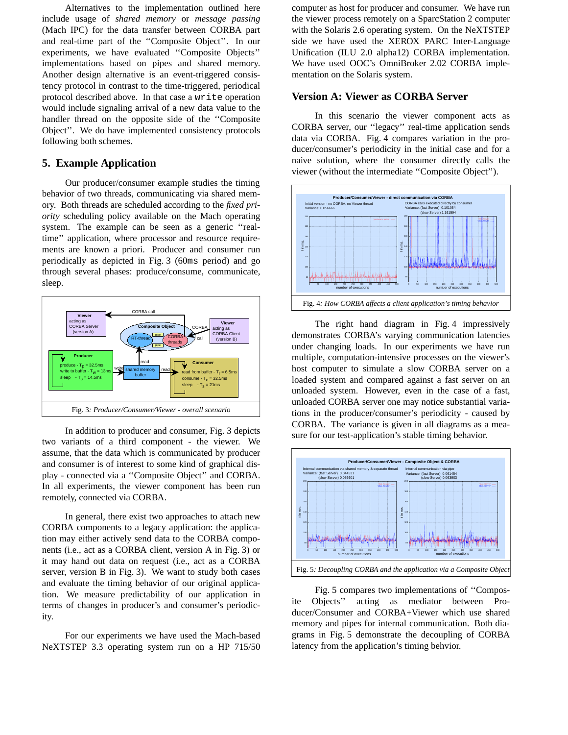Alternatives to the implementation outlined here include usage of *shared memory* or *message passing* (Mach IPC) for the data transfer between CORBA part and real-time part of the ''Composite Object''. In our experiments, we have evaluated ''Composite Objects'' implementations based on pipes and shared memory. Another design alternative is an event-triggered consistency protocol in contrast to the time-triggered, periodical protocol described above. In that case a `write` operation would include signaling arrival of a new data value to the handler thread on the opposite side of the ''Composite Object''. We do have implemented consistency protocols following both schemes.

## 5. Example Application

Our producer/consumer example studies the timing behavior of two threads, communicating via shared memory. Both threads are scheduled according to the *fixed priority* scheduling policy available on the Mach operating system. The example can be seen as a generic ''real-time'' application, where processor and resource requirements are known a priori. Producer and consumer run periodically as depicted in Fig. 3 (60ms period) and go through several phases: produce/consume, communicate, sleep.

Fig. 3*: Producer/Consumer/Viewer - overall scenario*

In addition to producer and consumer, Fig. 3 depicts two variants of a third component - the viewer. We assume, that the data which is communicated by producer and consumer is of interest to some kind of graphical display - connected via a ''Composite Object'' and CORBA. In all experiments, the viewer component has been run remotely, connected via CORBA.

In general, there exist two approaches to attach new CORBA components to a legacy application: the application may either actively send data to the CORBA components (i.e., act as a CORBA client, version A in Fig. 3) or it may hand out data on request (i.e., act as a CORBA server, version B in Fig. 3). We want to study both cases and evaluate the timing behavior of our original application. We measure predictability of our application in terms of changes in producer's and consumer's periodicity.

For our experiments we have used the Mach-based NeXTSTEP 3.3 operating system run on a HP 715/50 computer as host for producer and consumer. We have run the viewer process remotely on a SparcStation 2 computer with the Solaris 2.6 operating system. On the NeXTSTEP side we have used the XEROX PARC Inter-Language Unification (ILU 2.0 alpha12) CORBA implementation. We have used OOC's OmniBroker 2.02 CORBA implementation on the Solaris system.

## Version A: Viewer as CORBA Server

In this scenario the viewer component acts as CORBA server, our ''legacy'' real-time application sends data via CORBA. Fig. 4 compares variation in the producer/consumer's periodicity in the initial case and for a naive solution, where the consumer directly calls the viewer (without the intermediate ''Composite Object'').

Fig. 4*: How CORBA affects a client application's timing behavior*

The right hand diagram in Fig. 4 impressively demonstrates CORBA's varying communication latencies under changing loads. In our experiments we have run multiple, computation-intensive processes on the viewer's host computer to simulate a slow CORBA server on a loaded system and compared against a fast server on an unloaded system. However, even in the case of a fast, unloaded CORBA server one may notice substantial variations in the producer/consumer's periodicity - caused by CORBA. The variance is given in all diagrams as a measure for our test-application's stable timing behavior.

Fig. 5*: Decoupling CORBA and the application via a Composite Object*

Fig. 5 compares two implementations of ''Composite Objects'' acting as mediator between Producer/Consumer and CORBA+Viewer which use shared memory and pipes for internal communication. Both diagrams in Fig. 5 demonstrate the decoupling of CORBA latency from the application's timing behvior.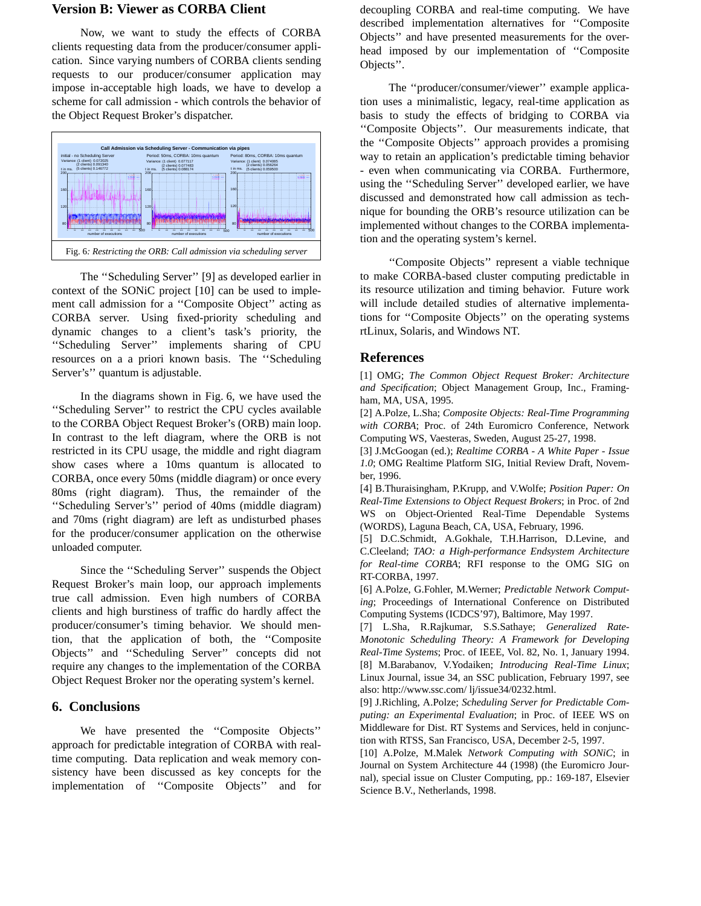### Version B: Viewer as CORBA Client

Now, we want to study the effects of CORBA clients requesting data from the producer/consumer application. Since varying numbers of CORBA clients sending requests to our producer/consumer application may impose in-acceptable high loads, we have to develop a scheme for call admission - which controls the behavior of the Object Request Broker's dispatcher.

Call Admission via Scheduling Server - Communication via pipes

initial - no Scheduling Server
Variance: (1 client) 0.072025
(2 clients) 0.091340
(5 clients) 0.146772
t in ms.

Period: 50ms, CORBA: 10ms quantum
Variance: (1 client) 0.077117
(2 clients) 0.077483
(5 clients) 0.088174
t in ms.

Period: 80ms, CORBA: 10ms quantum
Variance: (1 client) 0.074085
(2 clients) 0.056264
(5 clients) 0.059500
t in ms.

number of executions

Fig. 6*: Restricting the ORB: Call admission via scheduling server*

The ''Scheduling Server'' [9] as developed earlier in context of the SONiC project [10] can be used to implement call admission for a ''Composite Object'' acting as CORBA server. Using fixed-priority scheduling and dynamic changes to a client's task's priority, the ''Scheduling Server'' implements sharing of CPU resources on a a priori known basis. The ''Scheduling Server's'' quantum is adjustable.

In the diagrams shown in Fig. 6, we have used the ''Scheduling Server'' to restrict the CPU cycles available to the CORBA Object Request Broker's (ORB) main loop. In contrast to the left diagram, where the ORB is not restricted in its CPU usage, the middle and right diagram show cases where a 10ms quantum is allocated to CORBA, once every 50ms (middle diagram) or once every 80ms (right diagram). Thus, the remainder of the ''Scheduling Server's'' period of 40ms (middle diagram) and 70ms (right diagram) are left as undisturbed phases for the producer/consumer application on the otherwise unloaded computer.

Since the ''Scheduling Server'' suspends the Object Request Broker's main loop, our approach implements true call admission. Even high numbers of CORBA clients and high burstiness of traffic do hardly affect the producer/consumer's timing behavior. We should mention, that the application of both, the ''Composite Objects'' and ''Scheduling Server'' concepts did not require any changes to the implementation of the CORBA Object Request Broker nor the operating system's kernel.

## 6. Conclusions

We have presented the ''Composite Objects'' approach for predictable integration of CORBA with real-time computing. Data replication and weak memory consistency have been discussed as key concepts for the implementation of ''Composite Objects'' and for decoupling CORBA and real-time computing. We have described implementation alternatives for ''Composite Objects'' and have presented measurements for the overhead imposed by our implementation of ''Composite Objects''.

The ''producer/consumer/viewer'' example application uses a minimalistic, legacy, real-time application as basis to study the effects of bridging to CORBA via ''Composite Objects''. Our measurements indicate, that the ''Composite Objects'' approach provides a promising way to retain an application's predictable timing behavior - even when communicating via CORBA. Furthermore, using the ''Scheduling Server'' developed earlier, we have discussed and demonstrated how call admission as technique for bounding the ORB's resource utilization can be implemented without changes to the CORBA implementation and the operating system's kernel.

''Composite Objects'' represent a viable technique to make CORBA-based cluster computing predictable in its resource utilization and timing behavior. Future work will include detailed studies of alternative implementations for ''Composite Objects'' on the operating systems rtLinux, Solaris, and Windows NT.

## References

[1] OMG; *The Common Object Request Broker: Architecture and Specification*; Object Management Group, Inc., Framingham, MA, USA, 1995.

[2] A.Polze, L.Sha; *Composite Objects: Real-Time Programming with CORBA*; Proc. of 24th Euromicro Conference, Network Computing WS, Vaesteras, Sweden, August 25-27, 1998.

[3] J.McGoogan (ed.); *Realtime CORBA - A White Paper - Issue 1.0*; OMG Realtime Platform SIG, Initial Review Draft, November, 1996.

[4] B.Thuraisingham, P.Krupp, and V.Wolfe; *Position Paper: On Real-Time Extensions to Object Request Brokers*; in Proc. of 2nd WS on Object-Oriented Real-Time Dependable Systems (WORDS), Laguna Beach, CA, USA, February, 1996.

[5] D.C.Schmidt, A.Gokhale, T.H.Harrison, D.Levine, and C.Cleeland; *TAO: a High-performance Endsystem Architecture for Real-time CORBA*; RFI response to the OMG SIG on RT-CORBA, 1997.

[6] A.Polze, G.Fohler, M.Werner; *Predictable Network Computing*; Proceedings of International Conference on Distributed Computing Systems (ICDCS'97), Baltimore, May 1997.

[7] L.Sha, R.Rajkumar, S.S.Sathaye; *Generalized Rate-Monotonic Scheduling Theory: A Framework for Developing Real-Time Systems*; Proc. of IEEE, Vol. 82, No. 1, January 1994.

[8] M.Barabanov, V.Yodaiken; *Introducing Real-Time Linux*; Linux Journal, issue 34, an SSC publication, February 1997, see also: http://www.ssc.com/ lj/issue34/0232.html.

[9] J.Richling, A.Polze; *Scheduling Server for Predictable Computing: an Experimental Evaluation*; in Proc. of IEEE WS on Middleware for Dist. RT Systems and Services, held in conjunction with RTSS, San Francisco, USA, December 2-5, 1997.

[10] A.Polze, M.Malek *Network Computing with SONiC*; in Journal on System Architecture 44 (1998) (the Euromicro Journal), special issue on Cluster Computing, pp.: 169-187, Elsevier Science B.V., Netherlands, 1998.